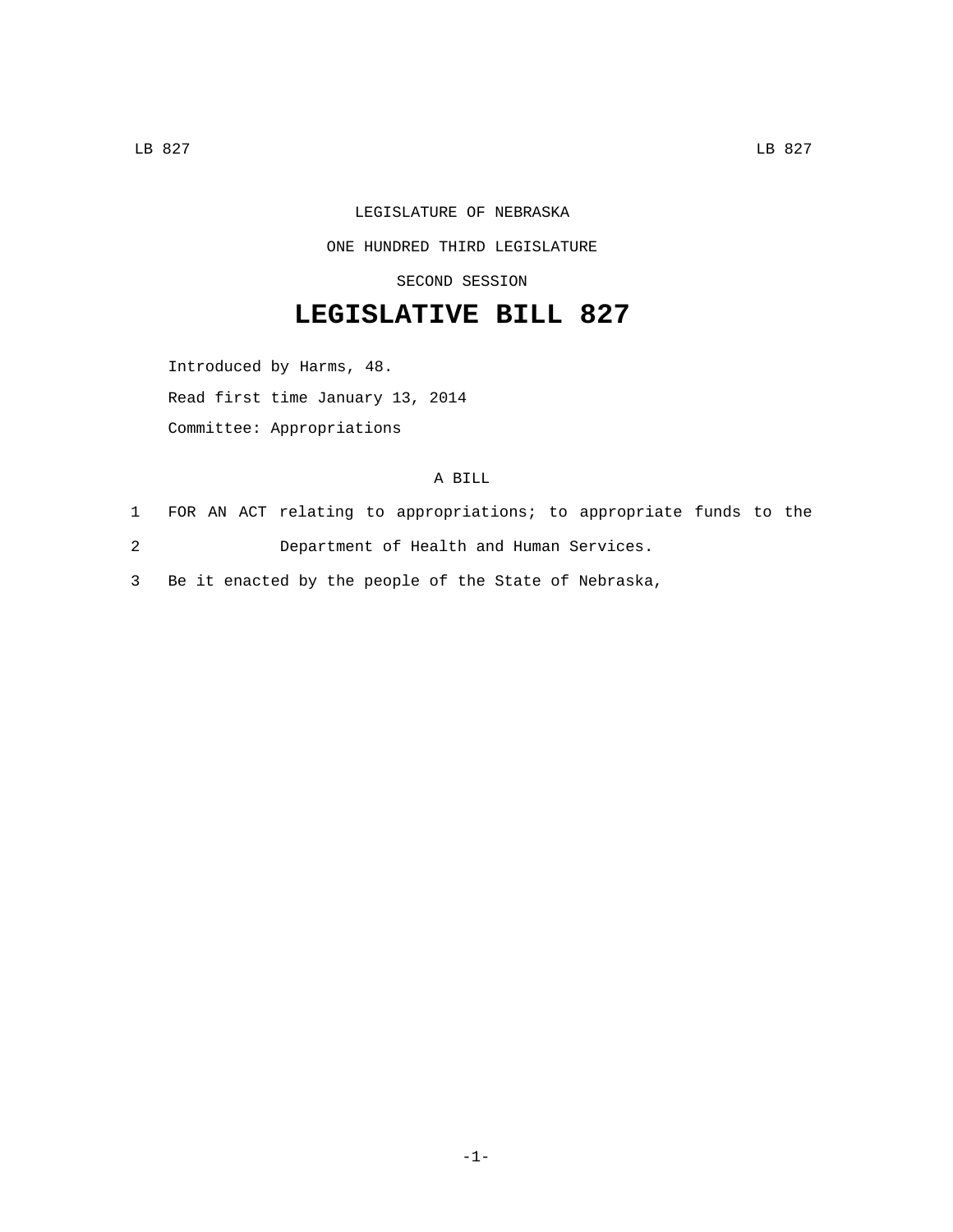LEGISLATURE OF NEBRASKA

ONE HUNDRED THIRD LEGISLATURE

SECOND SESSION

# LEGISLATIVE BILL 827

Introduced by Harms, 48.

Read first time January 13, 2014

Committee: Appropriations

A BILL

1 FOR AN ACT relating to appropriations; to appropriate funds to the
2 Department of Health and Human Services.
3 Be it enacted by the people of the State of Nebraska,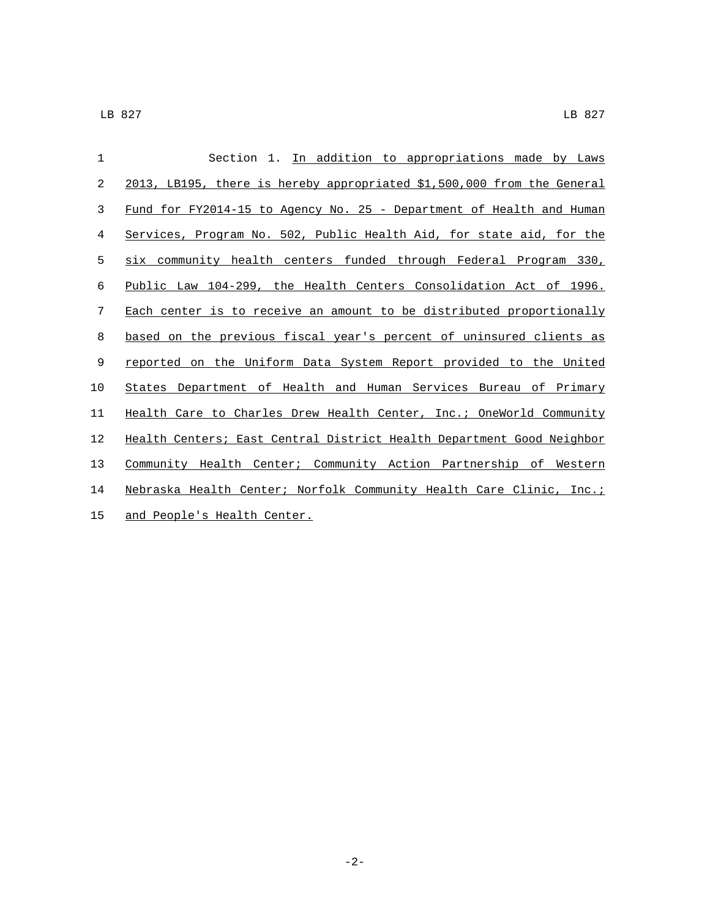Section 1. In addition to appropriations made by Laws 2013, LB195, there is hereby appropriated $1,500,000 from the General Fund for FY2014-15 to Agency No. 25 - Department of Health and Human Services, Program No. 502, Public Health Aid, for state aid, for the six community health centers funded through Federal Program 330, Public Law 104-299, the Health Centers Consolidation Act of 1996. Each center is to receive an amount to be distributed proportionally based on the previous fiscal year's percent of uninsured clients as reported on the Uniform Data System Report provided to the United States Department of Health and Human Services Bureau of Primary Health Care to Charles Drew Health Center, Inc.; OneWorld Community Health Centers; East Central District Health Department Good Neighbor Community Health Center; Community Action Partnership of Western Nebraska Health Center; Norfolk Community Health Care Clinic, Inc.; and People's Health Center.